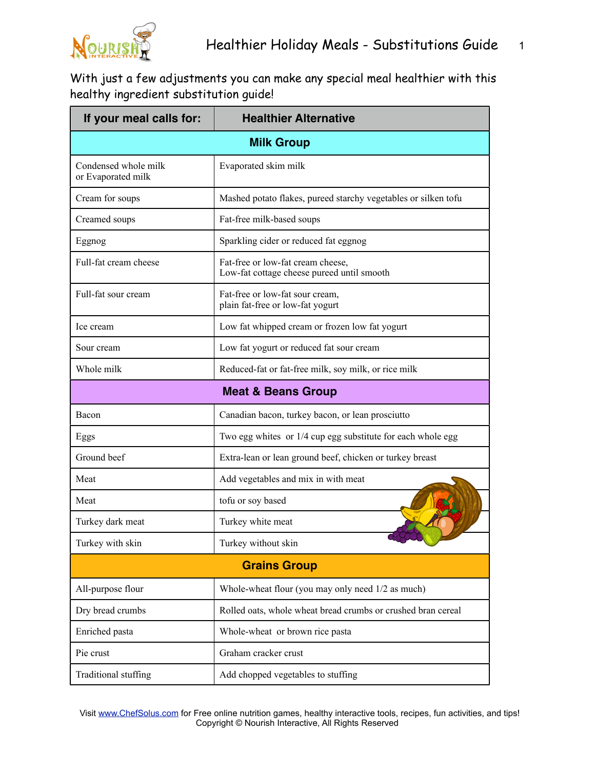# Healthier Holiday Meals - Substitutions Guide

With just a few adjustments you can make any special meal healthier with this healthy ingredient substitution guide!

| If your meal calls for: | Healthier Alternative |
|---|---|
| **Milk Group** | |
| Condensed whole milk or Evaporated milk | Evaporated skim milk |
| Cream for soups | Mashed potato flakes, pureed starchy vegetables or silken tofu |
| Creamed soups | Fat-free milk-based soups |
| Eggnog | Sparkling cider or reduced fat eggnog |
| Full-fat cream cheese | Fat-free or low-fat cream cheese, Low-fat cottage cheese pureed until smooth |
| Full-fat sour cream | Fat-free or low-fat sour cream, plain fat-free or low-fat yogurt |
| Ice cream | Low fat whipped cream or frozen low fat yogurt |
| Sour cream | Low fat yogurt or reduced fat sour cream |
| Whole milk | Reduced-fat or fat-free milk, soy milk, or rice milk |
| **Meat & Beans Group** | |
| Bacon | Canadian bacon, turkey bacon, or lean prosciutto |
| Eggs | Two egg whites or 1/4 cup egg substitute for each whole egg |
| Ground beef | Extra-lean or lean ground beef, chicken or turkey breast |
| Meat | Add vegetables and mix in with meat |
| Meat | tofu or soy based |
| Turkey dark meat | Turkey white meat |
| Turkey with skin | Turkey without skin |
| **Grains Group** | |
| All-purpose flour | Whole-wheat flour (you may only need 1/2 as much) |
| Dry bread crumbs | Rolled oats, whole wheat bread crumbs or crushed bran cereal |
| Enriched pasta | Whole-wheat or brown rice pasta |
| Pie crust | Graham cracker crust |
| Traditional stuffing | Add chopped vegetables to stuffing |

Visit www.ChefSolus.com for Free online nutrition games, healthy interactive tools, recipes, fun activities, and tips!
Copyright © Nourish Interactive, All Rights Reserved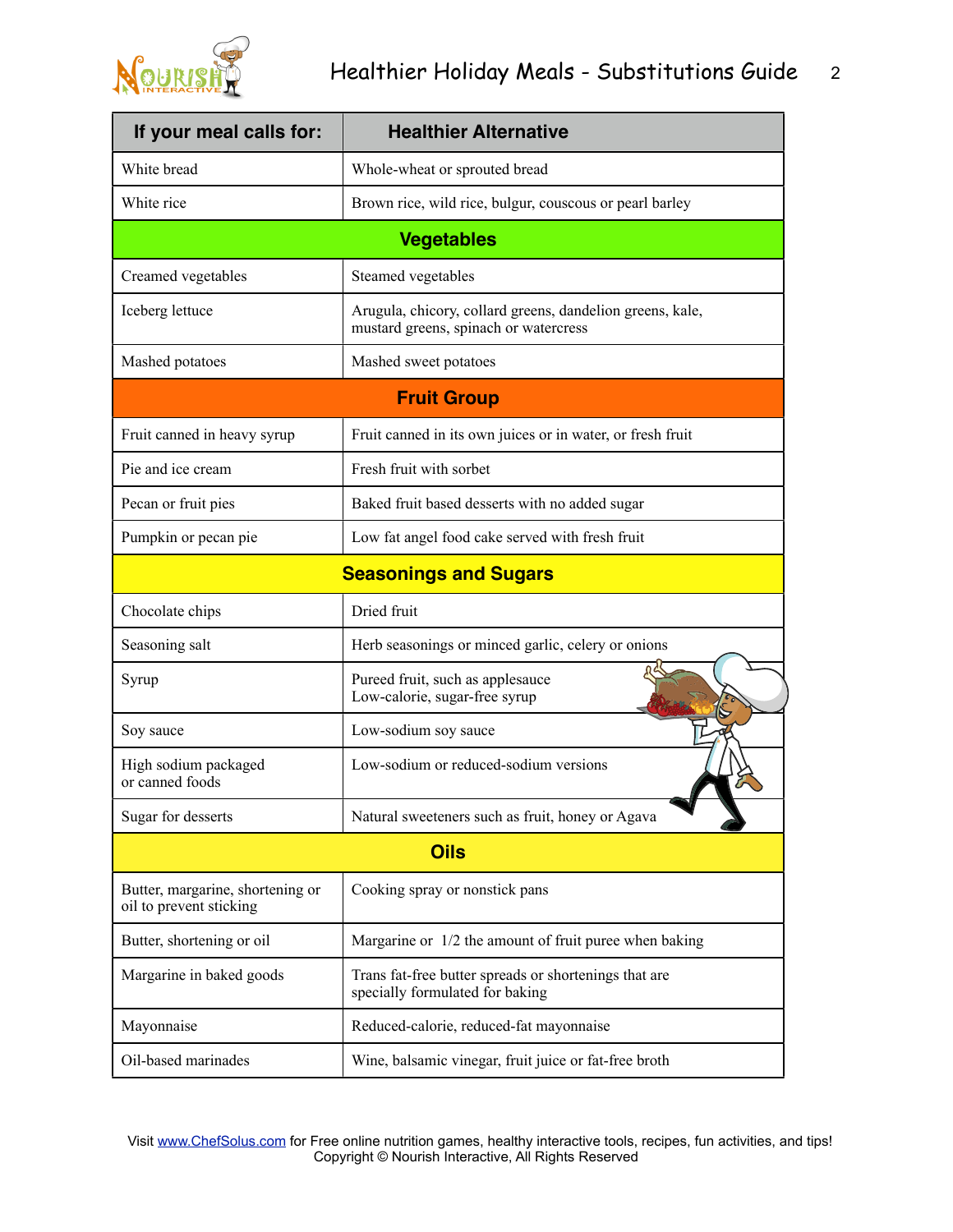| If your meal calls for: | Healthier Alternative |
| --- | --- |
| White bread | Whole-wheat or sprouted bread |
| White rice | Brown rice, wild rice, bulgur, couscous or pearl barley |
| **Vegetables** | |
| Creamed vegetables | Steamed vegetables |
| Iceberg lettuce | Arugula, chicory, collard greens, dandelion greens, kale, mustard greens, spinach or watercress |
| Mashed potatoes | Mashed sweet potatoes |
| **Fruit Group** | |
| Fruit canned in heavy syrup | Fruit canned in its own juices or in water, or fresh fruit |
| Pie and ice cream | Fresh fruit with sorbet |
| Pecan or fruit pies | Baked fruit based desserts with no added sugar |
| Pumpkin or pecan pie | Low fat angel food cake served with fresh fruit |
| **Seasonings and Sugars** | |
| Chocolate chips | Dried fruit |
| Seasoning salt | Herb seasonings or minced garlic, celery or onions |
| Syrup | Pureed fruit, such as applesauce<br>Low-calorie, sugar-free syrup |
| Soy sauce | Low-sodium soy sauce |
| High sodium packaged or canned foods | Low-sodium or reduced-sodium versions |
| Sugar for desserts | Natural sweeteners such as fruit, honey or Agava |
| **Oils** | |
| Butter, margarine, shortening or oil to prevent sticking | Cooking spray or nonstick pans |
| Butter, shortening or oil | Margarine or 1/2 the amount of fruit puree when baking |
| Margarine in baked goods | Trans fat-free butter spreads or shortenings that are specially formulated for baking |
| Mayonnaise | Reduced-calorie, reduced-fat mayonnaise |
| Oil-based marinades | Wine, balsamic vinegar, fruit juice or fat-free broth |

Visit www.ChefSolus.com for Free online nutrition games, healthy interactive tools, recipes, fun activities, and tips!
Copyright © Nourish Interactive, All Rights Reserved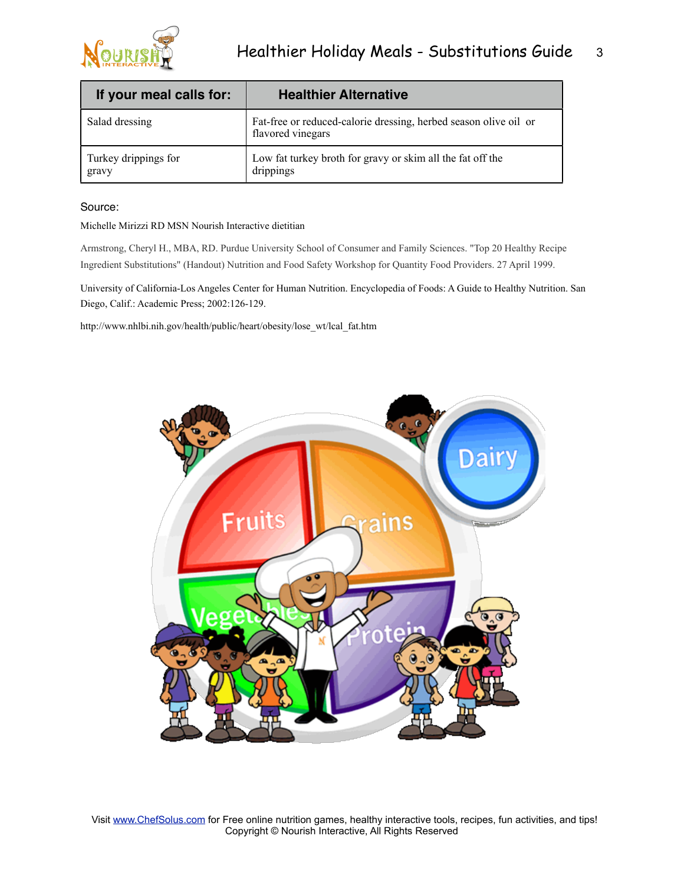| If your meal calls for: | Healthier Alternative |
| --- | --- |
| Salad dressing | Fat-free or reduced-calorie dressing, herbed season olive oil or flavored vinegars |
| Turkey drippings for gravy | Low fat turkey broth for gravy or skim all the fat off the drippings |

Source:

Michelle Mirizzi RD MSN Nourish Interactive dietitian

Armstrong, Cheryl H., MBA, RD. Purdue University School of Consumer and Family Sciences. "Top 20 Healthy Recipe Ingredient Substitutions" (Handout) Nutrition and Food Safety Workshop for Quantity Food Providers. 27 April 1999.

University of California-Los Angeles Center for Human Nutrition. Encyclopedia of Foods: A Guide to Healthy Nutrition. San Diego, Calif.: Academic Press; 2002:126-129.

http://www.nhlbi.nih.gov/health/public/heart/obesity/lose_wt/lcal_fat.htm

Visit www.ChefSolus.com for Free online nutrition games, healthy interactive tools, recipes, fun activities, and tips!
Copyright © Nourish Interactive, All Rights Reserved